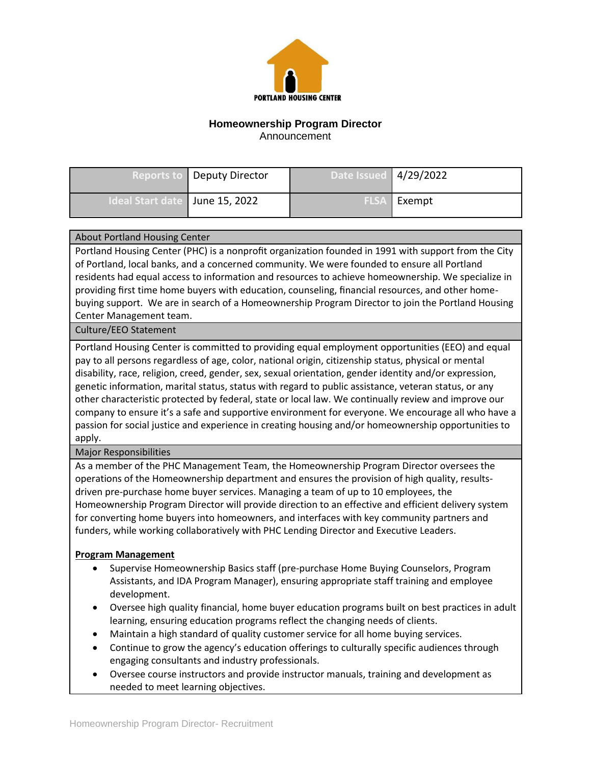PORTLAND HOUSING CENTER

# Homeownership Program Director

Announcement

| Reports to | Deputy Director | Date Issued | 4/29/2022 |
|---|---|---|---|
| Ideal Start date | June 15, 2022 | FLSA | Exempt |

## About Portland Housing Center

Portland Housing Center (PHC) is a nonprofit organization founded in 1991 with support from the City of Portland, local banks, and a concerned community. We were founded to ensure all Portland residents had equal access to information and resources to achieve homeownership. We specialize in providing first time home buyers with education, counseling, financial resources, and other home-buying support. We are in search of a Homeownership Program Director to join the Portland Housing Center Management team.

## Culture/EEO Statement

Portland Housing Center is committed to providing equal employment opportunities (EEO) and equal pay to all persons regardless of age, color, national origin, citizenship status, physical or mental disability, race, religion, creed, gender, sex, sexual orientation, gender identity and/or expression, genetic information, marital status, status with regard to public assistance, veteran status, or any other characteristic protected by federal, state or local law. We continually review and improve our company to ensure it's a safe and supportive environment for everyone. We encourage all who have a passion for social justice and experience in creating housing and/or homeownership opportunities to apply.

## Major Responsibilities

As a member of the PHC Management Team, the Homeownership Program Director oversees the operations of the Homeownership department and ensures the provision of high quality, results-driven pre-purchase home buyer services. Managing a team of up to 10 employees, the Homeownership Program Director will provide direction to an effective and efficient delivery system for converting home buyers into homeowners, and interfaces with key community partners and funders, while working collaboratively with PHC Lending Director and Executive Leaders.

**Program Management**

- Supervise Homeownership Basics staff (pre-purchase Home Buying Counselors, Program Assistants, and IDA Program Manager), ensuring appropriate staff training and employee development.
- Oversee high quality financial, home buyer education programs built on best practices in adult learning, ensuring education programs reflect the changing needs of clients.
- Maintain a high standard of quality customer service for all home buying services.
- Continue to grow the agency's education offerings to culturally specific audiences through engaging consultants and industry professionals.
- Oversee course instructors and provide instructor manuals, training and development as needed to meet learning objectives.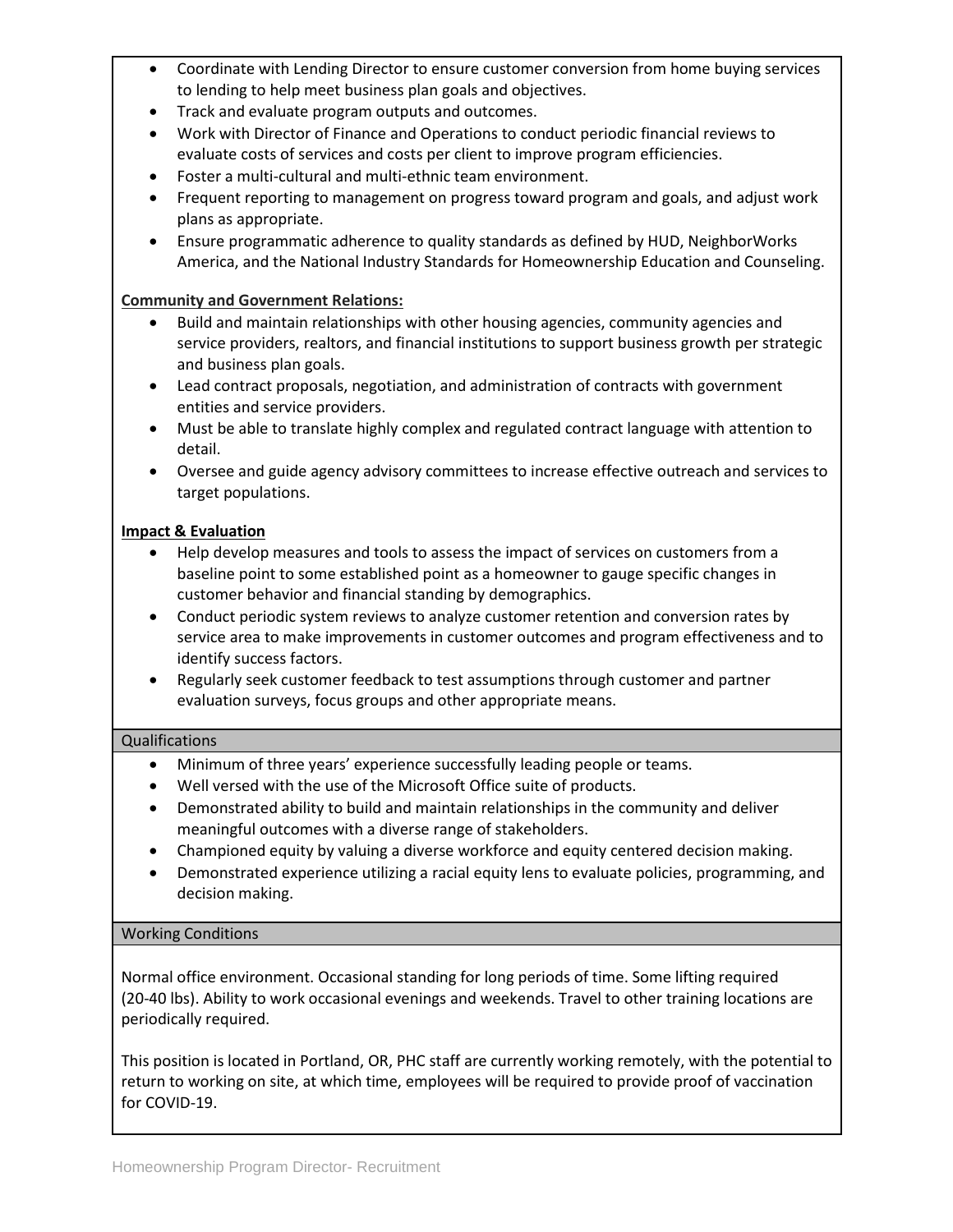- Coordinate with Lending Director to ensure customer conversion from home buying services to lending to help meet business plan goals and objectives.
- Track and evaluate program outputs and outcomes.
- Work with Director of Finance and Operations to conduct periodic financial reviews to evaluate costs of services and costs per client to improve program efficiencies.
- Foster a multi-cultural and multi-ethnic team environment.
- Frequent reporting to management on progress toward program and goals, and adjust work plans as appropriate.
- Ensure programmatic adherence to quality standards as defined by HUD, NeighborWorks America, and the National Industry Standards for Homeownership Education and Counseling.

**Community and Government Relations:**

- Build and maintain relationships with other housing agencies, community agencies and service providers, realtors, and financial institutions to support business growth per strategic and business plan goals.
- Lead contract proposals, negotiation, and administration of contracts with government entities and service providers.
- Must be able to translate highly complex and regulated contract language with attention to detail.
- Oversee and guide agency advisory committees to increase effective outreach and services to target populations.

**Impact & Evaluation**

- Help develop measures and tools to assess the impact of services on customers from a baseline point to some established point as a homeowner to gauge specific changes in customer behavior and financial standing by demographics.
- Conduct periodic system reviews to analyze customer retention and conversion rates by service area to make improvements in customer outcomes and program effectiveness and to identify success factors.
- Regularly seek customer feedback to test assumptions through customer and partner evaluation surveys, focus groups and other appropriate means.

## Qualifications

- Minimum of three years' experience successfully leading people or teams.
- Well versed with the use of the Microsoft Office suite of products.
- Demonstrated ability to build and maintain relationships in the community and deliver meaningful outcomes with a diverse range of stakeholders.
- Championed equity by valuing a diverse workforce and equity centered decision making.
- Demonstrated experience utilizing a racial equity lens to evaluate policies, programming, and decision making.

## Working Conditions

Normal office environment. Occasional standing for long periods of time. Some lifting required (20-40 lbs). Ability to work occasional evenings and weekends. Travel to other training locations are periodically required.

This position is located in Portland, OR, PHC staff are currently working remotely, with the potential to return to working on site, at which time, employees will be required to provide proof of vaccination for COVID-19.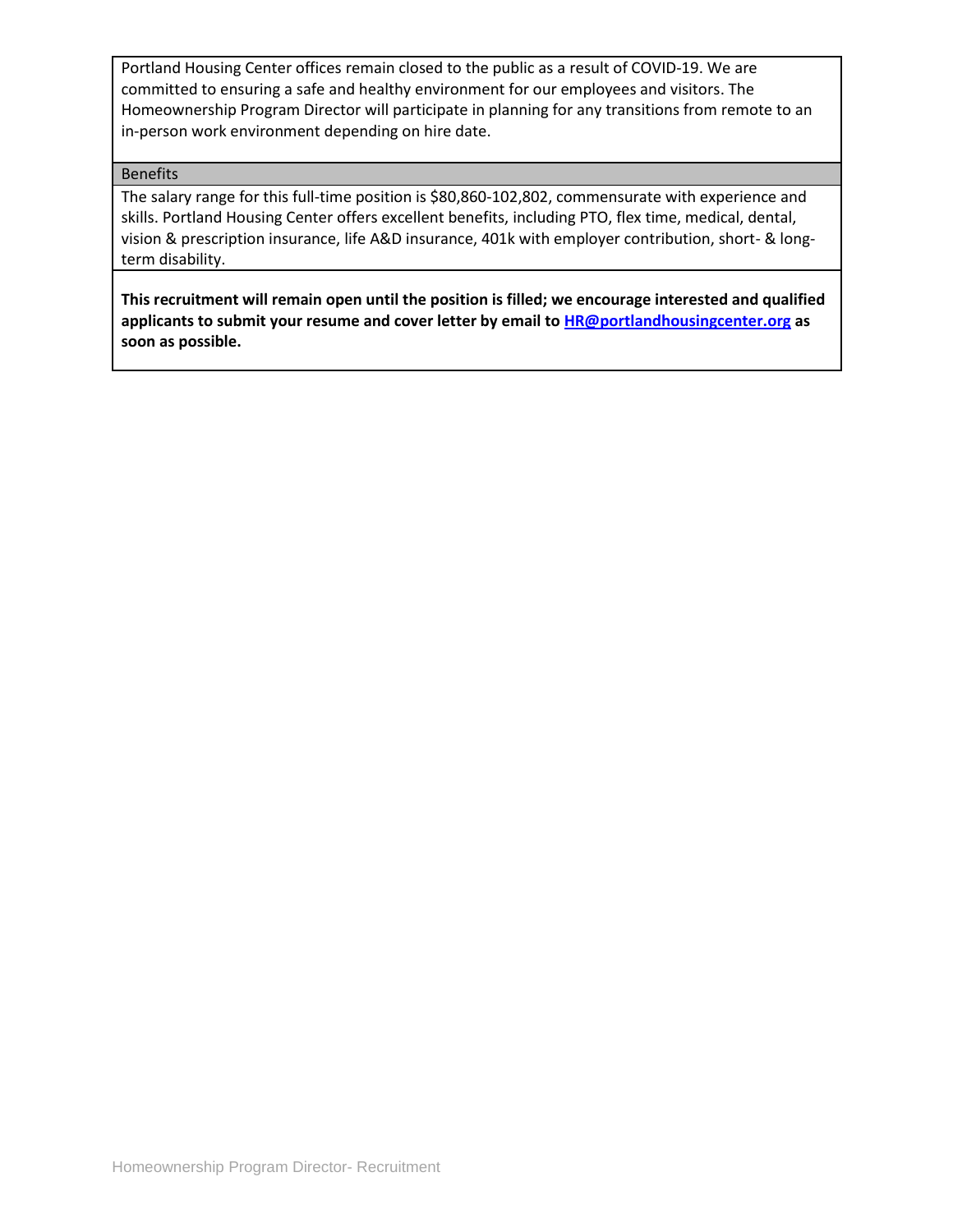Portland Housing Center offices remain closed to the public as a result of COVID-19. We are committed to ensuring a safe and healthy environment for our employees and visitors. The Homeownership Program Director will participate in planning for any transitions from remote to an in-person work environment depending on hire date.

## Benefits

The salary range for this full-time position is $80,860-102,802, commensurate with experience and skills. Portland Housing Center offers excellent benefits, including PTO, flex time, medical, dental, vision & prescription insurance, life A&D insurance, 401k with employer contribution, short- & long-term disability.

**This recruitment will remain open until the position is filled; we encourage interested and qualified applicants to submit your resume and cover letter by email to [HR@portlandhousingcenter.org](mailto:HR@portlandhousingcenter.org) as soon as possible.**